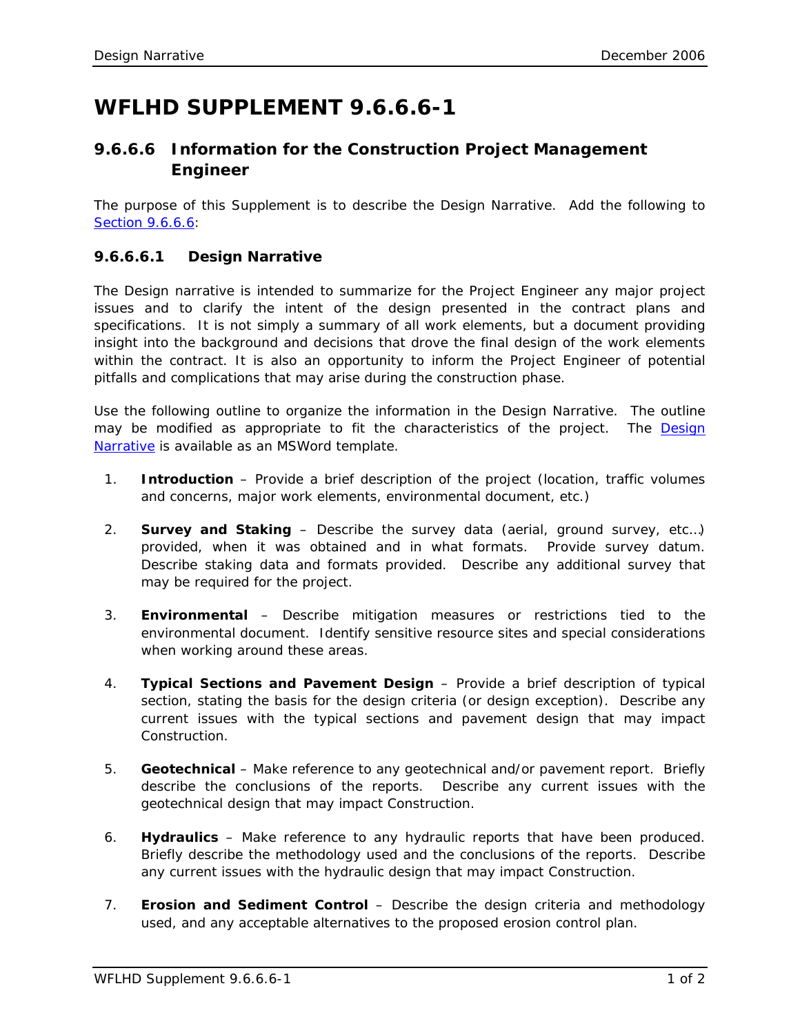# WFLHD SUPPLEMENT 9.6.6.6-1

## 9.6.6.6 Information for the Construction Project Management Engineer

The purpose of this Supplement is to describe the Design Narrative. Add the following to Section 9.6.6.6:

### 9.6.6.6.1 Design Narrative

The Design narrative is intended to summarize for the Project Engineer any major project issues and to clarify the intent of the design presented in the contract plans and specifications. It is not simply a summary of all work elements, but a document providing insight into the background and decisions that drove the final design of the work elements within the contract. It is also an opportunity to inform the Project Engineer of potential pitfalls and complications that may arise during the construction phase.

Use the following outline to organize the information in the Design Narrative. The outline may be modified as appropriate to fit the characteristics of the project. The Design Narrative is available as an MSWord template.

1. **Introduction** – Provide a brief description of the project (location, traffic volumes and concerns, major work elements, environmental document, etc.)

2. **Survey and Staking** – Describe the survey data (aerial, ground survey, etc…) provided, when it was obtained and in what formats. Provide survey datum. Describe staking data and formats provided. Describe any additional survey that may be required for the project.

3. **Environmental** – Describe mitigation measures or restrictions tied to the environmental document. Identify sensitive resource sites and special considerations when working around these areas.

4. **Typical Sections and Pavement Design** – Provide a brief description of typical section, stating the basis for the design criteria (or design exception). Describe any current issues with the typical sections and pavement design that may impact Construction.

5. **Geotechnical** – Make reference to any geotechnical and/or pavement report. Briefly describe the conclusions of the reports. Describe any current issues with the geotechnical design that may impact Construction.

6. **Hydraulics** – Make reference to any hydraulic reports that have been produced. Briefly describe the methodology used and the conclusions of the reports. Describe any current issues with the hydraulic design that may impact Construction.

7. **Erosion and Sediment Control** – Describe the design criteria and methodology used, and any acceptable alternatives to the proposed erosion control plan.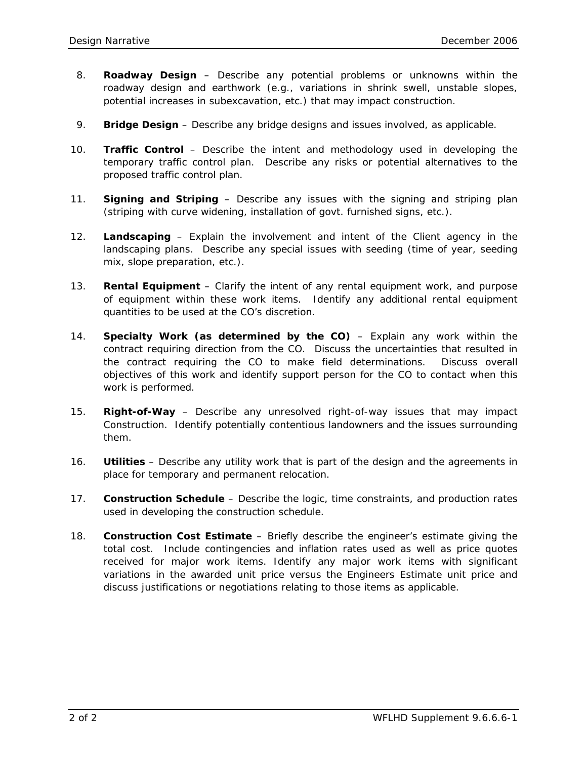8. **Roadway Design** – Describe any potential problems or unknowns within the roadway design and earthwork (e.g., variations in shrink swell, unstable slopes, potential increases in subexcavation, etc.) that may impact construction.

9. **Bridge Design** – Describe any bridge designs and issues involved, as applicable.

10. **Traffic Control** – Describe the intent and methodology used in developing the temporary traffic control plan. Describe any risks or potential alternatives to the proposed traffic control plan.

11. **Signing and Striping** – Describe any issues with the signing and striping plan (striping with curve widening, installation of govt. furnished signs, etc.).

12. **Landscaping** – Explain the involvement and intent of the Client agency in the landscaping plans. Describe any special issues with seeding (time of year, seeding mix, slope preparation, etc.).

13. **Rental Equipment** – Clarify the intent of any rental equipment work, and purpose of equipment within these work items. Identify any additional rental equipment quantities to be used at the CO's discretion.

14. **Specialty Work (as determined by the CO)** – Explain any work within the contract requiring direction from the CO. Discuss the uncertainties that resulted in the contract requiring the CO to make field determinations. Discuss overall objectives of this work and identify support person for the CO to contact when this work is performed.

15. **Right-of-Way** – Describe any unresolved right-of-way issues that may impact Construction. Identify potentially contentious landowners and the issues surrounding them.

16. **Utilities** – Describe any utility work that is part of the design and the agreements in place for temporary and permanent relocation.

17. **Construction Schedule** – Describe the logic, time constraints, and production rates used in developing the construction schedule.

18. **Construction Cost Estimate** – Briefly describe the engineer's estimate giving the total cost. Include contingencies and inflation rates used as well as price quotes received for major work items. Identify any major work items with significant variations in the awarded unit price versus the Engineers Estimate unit price and discuss justifications or negotiations relating to those items as applicable.